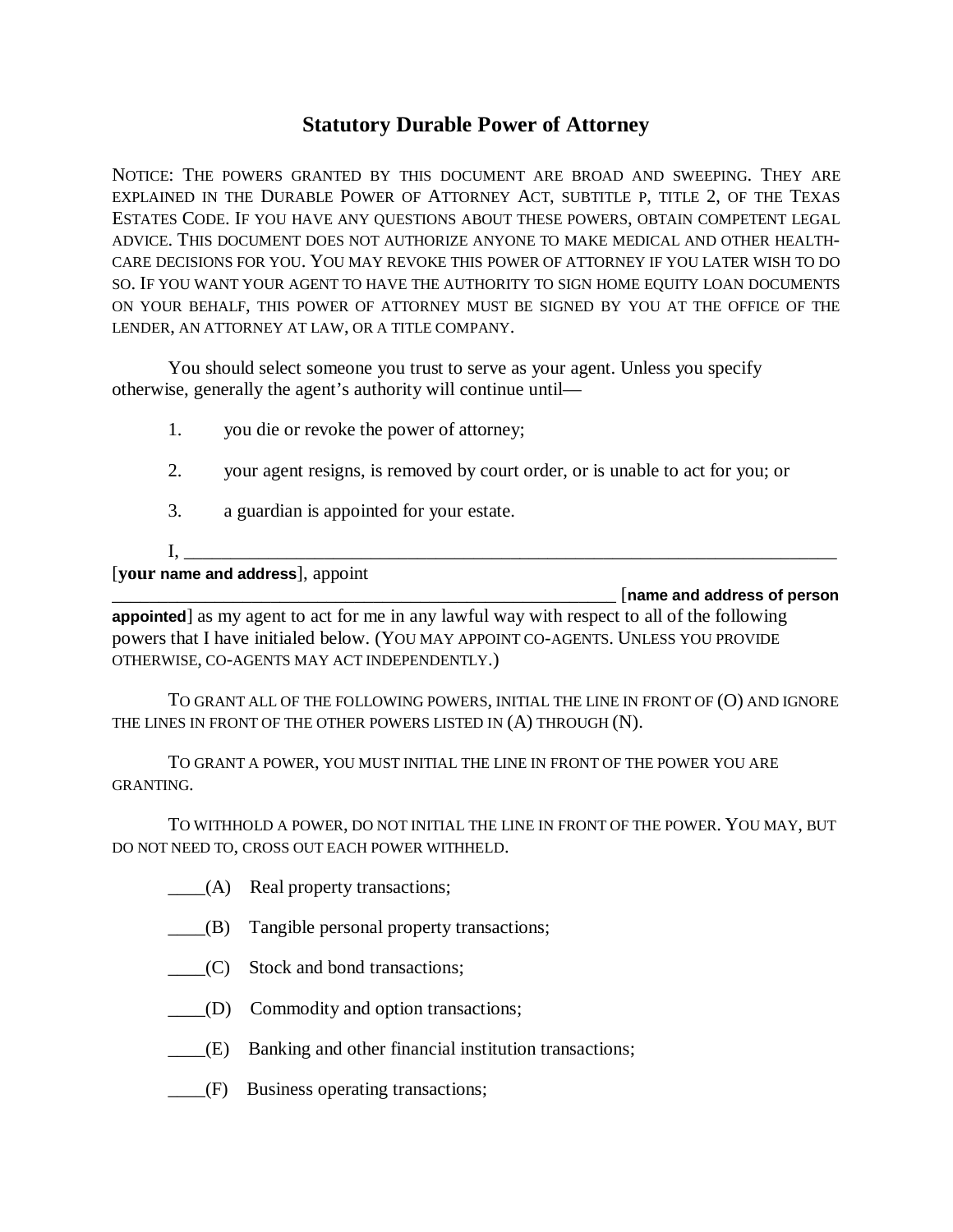# Statutory Durable Power of Attorney

NOTICE: THE POWERS GRANTED BY THIS DOCUMENT ARE BROAD AND SWEEPING. THEY ARE EXPLAINED IN THE DURABLE POWER OF ATTORNEY ACT, SUBTITLE P, TITLE 2, OF THE TEXAS ESTATES CODE. IF YOU HAVE ANY QUESTIONS ABOUT THESE POWERS, OBTAIN COMPETENT LEGAL ADVICE. THIS DOCUMENT DOES NOT AUTHORIZE ANYONE TO MAKE MEDICAL AND OTHER HEALTH-CARE DECISIONS FOR YOU. YOU MAY REVOKE THIS POWER OF ATTORNEY IF YOU LATER WISH TO DO SO. IF YOU WANT YOUR AGENT TO HAVE THE AUTHORITY TO SIGN HOME EQUITY LOAN DOCUMENTS ON YOUR BEHALF, THIS POWER OF ATTORNEY MUST BE SIGNED BY YOU AT THE OFFICE OF THE LENDER, AN ATTORNEY AT LAW, OR A TITLE COMPANY.

You should select someone you trust to serve as your agent. Unless you specify otherwise, generally the agent's authority will continue until—

1. you die or revoke the power of attorney;
2. your agent resigns, is removed by court order, or is unable to act for you; or
3. a guardian is appointed for your estate.

I, ______________________________________________________________________ [**your name and address**], appoint ________________________________________________________ [**name and address of person appointed**] as my agent to act for me in any lawful way with respect to all of the following powers that I have initialed below. (YOU MAY APPOINT CO-AGENTS. UNLESS YOU PROVIDE OTHERWISE, CO-AGENTS MAY ACT INDEPENDENTLY.)

TO GRANT ALL OF THE FOLLOWING POWERS, INITIAL THE LINE IN FRONT OF (O) AND IGNORE THE LINES IN FRONT OF THE OTHER POWERS LISTED IN (A) THROUGH (N).

TO GRANT A POWER, YOU MUST INITIAL THE LINE IN FRONT OF THE POWER YOU ARE GRANTING.

TO WITHHOLD A POWER, DO NOT INITIAL THE LINE IN FRONT OF THE POWER. YOU MAY, BUT DO NOT NEED TO, CROSS OUT EACH POWER WITHHELD.

____(A) Real property transactions;

____(B) Tangible personal property transactions;

____(C) Stock and bond transactions;

____(D) Commodity and option transactions;

____(E) Banking and other financial institution transactions;

____(F) Business operating transactions;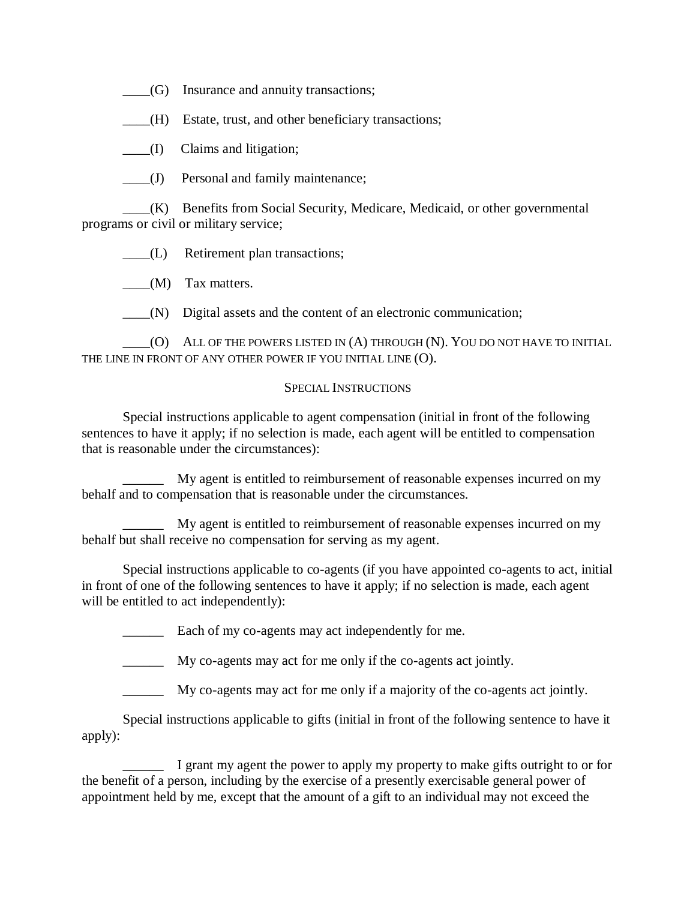____(G) Insurance and annuity transactions;

____(H) Estate, trust, and other beneficiary transactions;

____(I) Claims and litigation;

____(J) Personal and family maintenance;

____(K) Benefits from Social Security, Medicare, Medicaid, or other governmental programs or civil or military service;

____(L) Retirement plan transactions;

____(M) Tax matters.

____(N) Digital assets and the content of an electronic communication;

____(O) ALL OF THE POWERS LISTED IN (A) THROUGH (N). YOU DO NOT HAVE TO INITIAL THE LINE IN FRONT OF ANY OTHER POWER IF YOU INITIAL LINE (O).

SPECIAL INSTRUCTIONS

Special instructions applicable to agent compensation (initial in front of the following sentences to have it apply; if no selection is made, each agent will be entitled to compensation that is reasonable under the circumstances):

______ My agent is entitled to reimbursement of reasonable expenses incurred on my behalf and to compensation that is reasonable under the circumstances.

______ My agent is entitled to reimbursement of reasonable expenses incurred on my behalf but shall receive no compensation for serving as my agent.

Special instructions applicable to co-agents (if you have appointed co-agents to act, initial in front of one of the following sentences to have it apply; if no selection is made, each agent will be entitled to act independently):

______ Each of my co-agents may act independently for me.

______ My co-agents may act for me only if the co-agents act jointly.

______ My co-agents may act for me only if a majority of the co-agents act jointly.

Special instructions applicable to gifts (initial in front of the following sentence to have it apply):

______ I grant my agent the power to apply my property to make gifts outright to or for the benefit of a person, including by the exercise of a presently exercisable general power of appointment held by me, except that the amount of a gift to an individual may not exceed the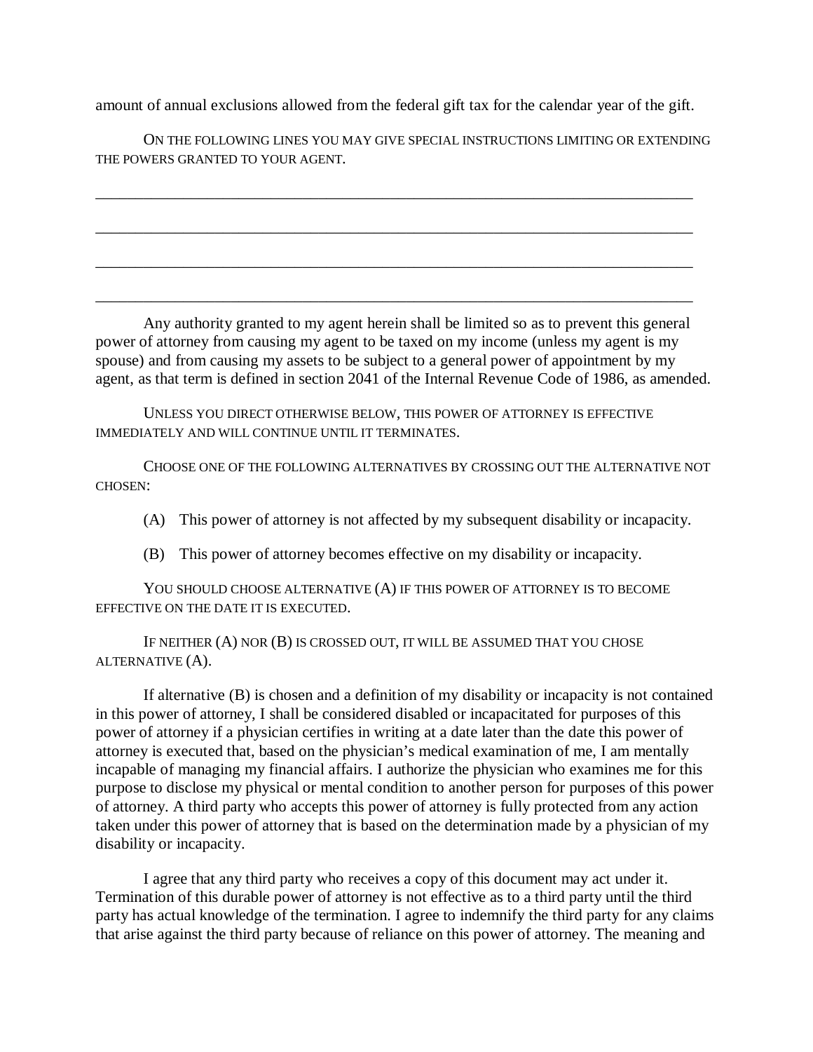amount of annual exclusions allowed from the federal gift tax for the calendar year of the gift.

ON THE FOLLOWING LINES YOU MAY GIVE SPECIAL INSTRUCTIONS LIMITING OR EXTENDING THE POWERS GRANTED TO YOUR AGENT.

______________________________________________________________________________

______________________________________________________________________________

______________________________________________________________________________

______________________________________________________________________________

Any authority granted to my agent herein shall be limited so as to prevent this general power of attorney from causing my agent to be taxed on my income (unless my agent is my spouse) and from causing my assets to be subject to a general power of appointment by my agent, as that term is defined in section 2041 of the Internal Revenue Code of 1986, as amended.

UNLESS YOU DIRECT OTHERWISE BELOW, THIS POWER OF ATTORNEY IS EFFECTIVE IMMEDIATELY AND WILL CONTINUE UNTIL IT TERMINATES.

CHOOSE ONE OF THE FOLLOWING ALTERNATIVES BY CROSSING OUT THE ALTERNATIVE NOT CHOSEN:

(A) This power of attorney is not affected by my subsequent disability or incapacity.

(B) This power of attorney becomes effective on my disability or incapacity.

YOU SHOULD CHOOSE ALTERNATIVE (A) IF THIS POWER OF ATTORNEY IS TO BECOME EFFECTIVE ON THE DATE IT IS EXECUTED.

IF NEITHER (A) NOR (B) IS CROSSED OUT, IT WILL BE ASSUMED THAT YOU CHOSE ALTERNATIVE (A).

If alternative (B) is chosen and a definition of my disability or incapacity is not contained in this power of attorney, I shall be considered disabled or incapacitated for purposes of this power of attorney if a physician certifies in writing at a date later than the date this power of attorney is executed that, based on the physician's medical examination of me, I am mentally incapable of managing my financial affairs. I authorize the physician who examines me for this purpose to disclose my physical or mental condition to another person for purposes of this power of attorney. A third party who accepts this power of attorney is fully protected from any action taken under this power of attorney that is based on the determination made by a physician of my disability or incapacity.

I agree that any third party who receives a copy of this document may act under it. Termination of this durable power of attorney is not effective as to a third party until the third party has actual knowledge of the termination. I agree to indemnify the third party for any claims that arise against the third party because of reliance on this power of attorney. The meaning and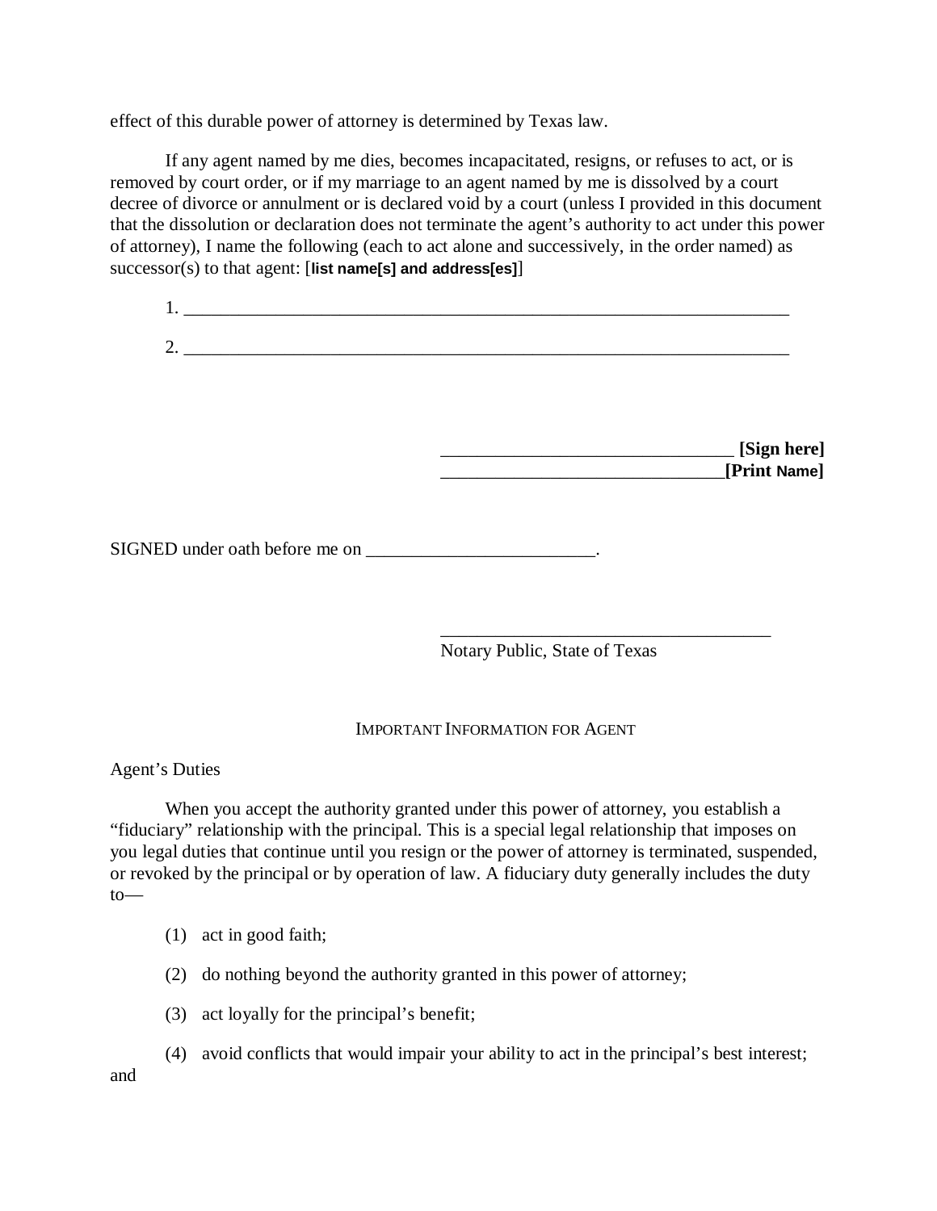effect of this durable power of attorney is determined by Texas law.

If any agent named by me dies, becomes incapacitated, resigns, or refuses to act, or is removed by court order, or if my marriage to an agent named by me is dissolved by a court decree of divorce or annulment or is declared void by a court (unless I provided in this document that the dissolution or declaration does not terminate the agent's authority to act under this power of attorney), I name the following (each to act alone and successively, in the order named) as successor(s) to that agent: [**list name[s] and address[es]**]

1. ______________________________________________________________________

2. ______________________________________________________________________

_________________________________ **[Sign here]**
_________________________________**[Print Name]**

SIGNED under oath before me on _________________________.

_____________________________________
Notary Public, State of Texas

IMPORTANT INFORMATION FOR AGENT

Agent's Duties

When you accept the authority granted under this power of attorney, you establish a "fiduciary" relationship with the principal. This is a special legal relationship that imposes on you legal duties that continue until you resign or the power of attorney is terminated, suspended, or revoked by the principal or by operation of law. A fiduciary duty generally includes the duty to—

(1) act in good faith;

(2) do nothing beyond the authority granted in this power of attorney;

(3) act loyally for the principal's benefit;

(4) avoid conflicts that would impair your ability to act in the principal's best interest; and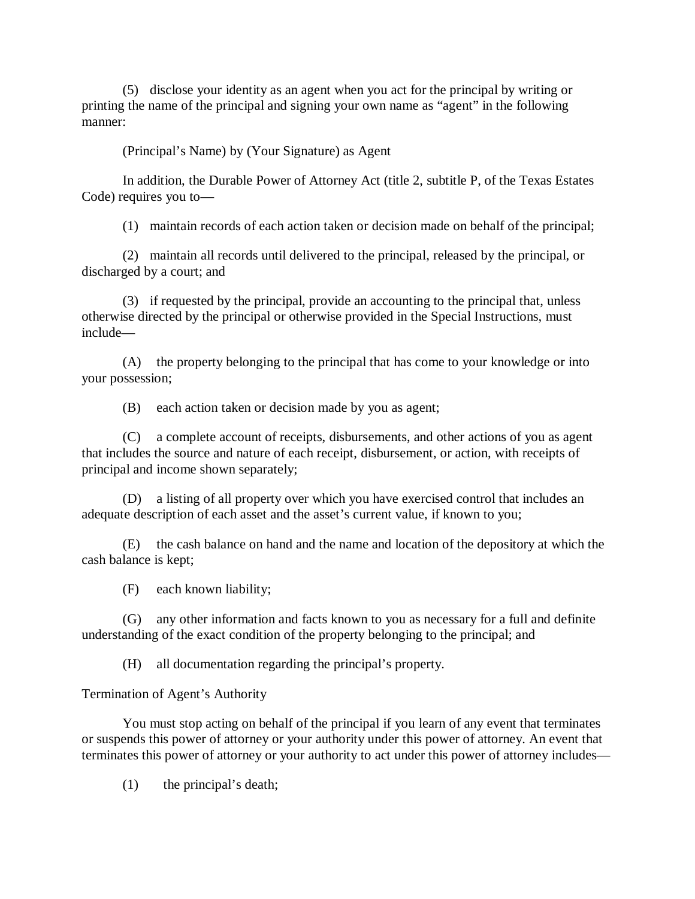(5) disclose your identity as an agent when you act for the principal by writing or printing the name of the principal and signing your own name as "agent" in the following manner:

(Principal's Name) by (Your Signature) as Agent

In addition, the Durable Power of Attorney Act (title 2, subtitle P, of the Texas Estates Code) requires you to—

(1) maintain records of each action taken or decision made on behalf of the principal;

(2) maintain all records until delivered to the principal, released by the principal, or discharged by a court; and

(3) if requested by the principal, provide an accounting to the principal that, unless otherwise directed by the principal or otherwise provided in the Special Instructions, must include—

(A) the property belonging to the principal that has come to your knowledge or into your possession;

(B) each action taken or decision made by you as agent;

(C) a complete account of receipts, disbursements, and other actions of you as agent that includes the source and nature of each receipt, disbursement, or action, with receipts of principal and income shown separately;

(D) a listing of all property over which you have exercised control that includes an adequate description of each asset and the asset's current value, if known to you;

(E) the cash balance on hand and the name and location of the depository at which the cash balance is kept;

(F) each known liability;

(G) any other information and facts known to you as necessary for a full and definite understanding of the exact condition of the property belonging to the principal; and

(H) all documentation regarding the principal's property.

Termination of Agent's Authority

You must stop acting on behalf of the principal if you learn of any event that terminates or suspends this power of attorney or your authority under this power of attorney. An event that terminates this power of attorney or your authority to act under this power of attorney includes—

(1) the principal's death;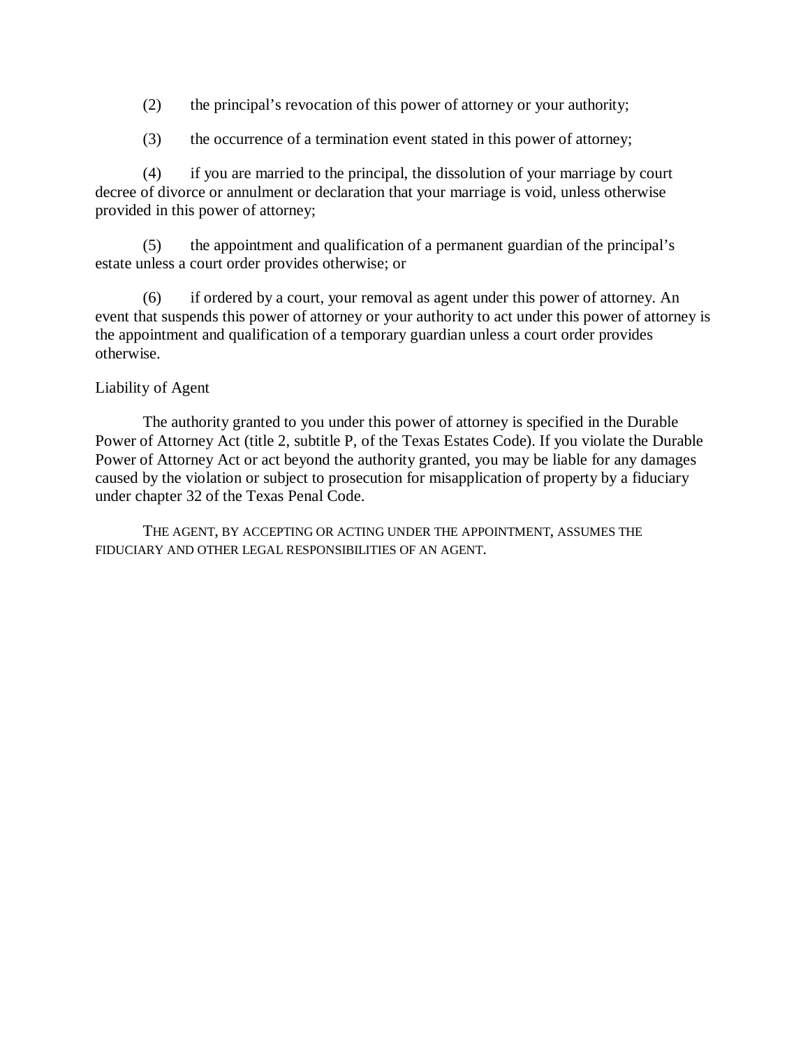(2) the principal's revocation of this power of attorney or your authority;

(3) the occurrence of a termination event stated in this power of attorney;

(4) if you are married to the principal, the dissolution of your marriage by court decree of divorce or annulment or declaration that your marriage is void, unless otherwise provided in this power of attorney;

(5) the appointment and qualification of a permanent guardian of the principal's estate unless a court order provides otherwise; or

(6) if ordered by a court, your removal as agent under this power of attorney. An event that suspends this power of attorney or your authority to act under this power of attorney is the appointment and qualification of a temporary guardian unless a court order provides otherwise.

Liability of Agent

The authority granted to you under this power of attorney is specified in the Durable Power of Attorney Act (title 2, subtitle P, of the Texas Estates Code). If you violate the Durable Power of Attorney Act or act beyond the authority granted, you may be liable for any damages caused by the violation or subject to prosecution for misapplication of property by a fiduciary under chapter 32 of the Texas Penal Code.

THE AGENT, BY ACCEPTING OR ACTING UNDER THE APPOINTMENT, ASSUMES THE FIDUCIARY AND OTHER LEGAL RESPONSIBILITIES OF AN AGENT.